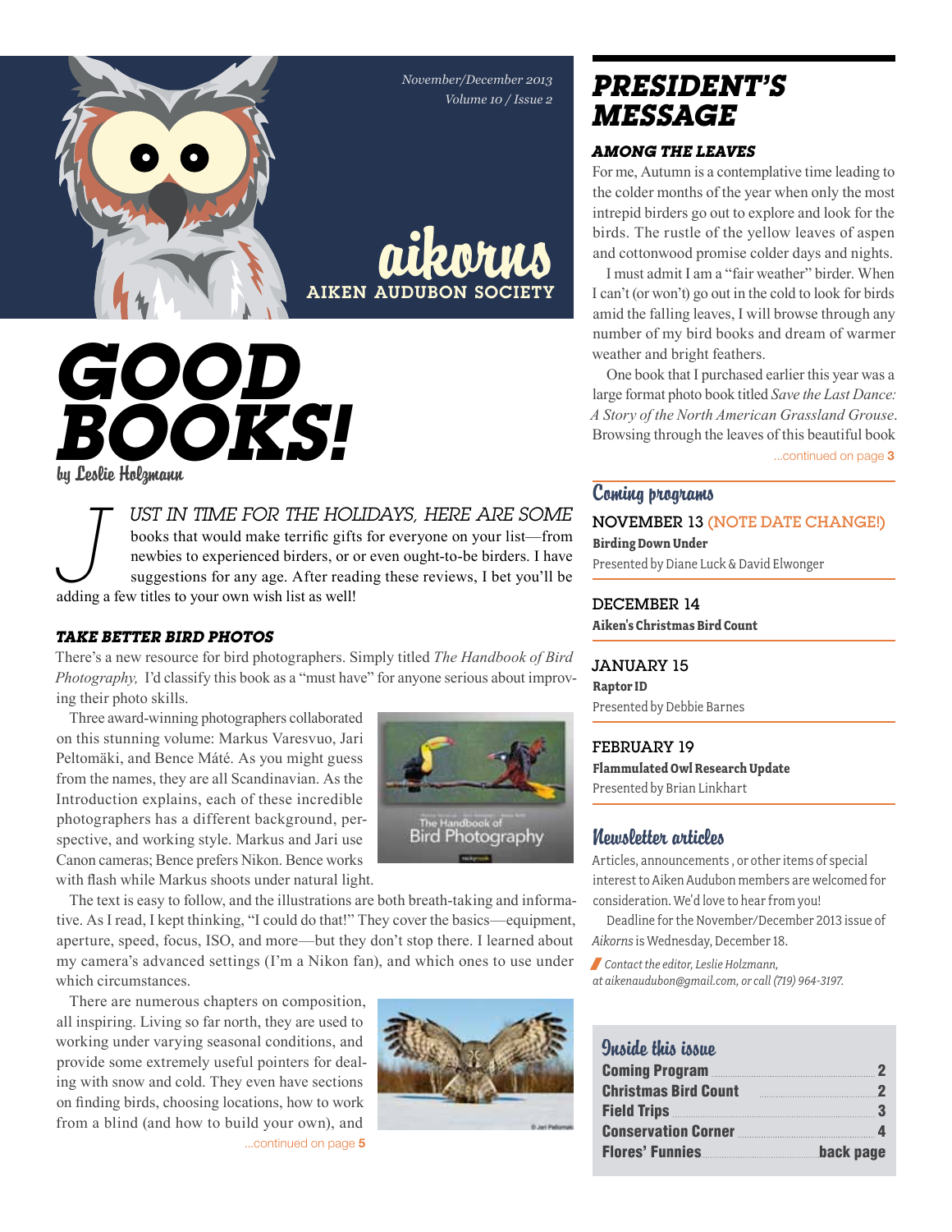November/December 2013
Volume 10 / Issue 2

aikorns
AIKEN AUDUBON SOCIETY

# GOOD BOOKS!

by Leslie Holzmann

JUST IN TIME FOR THE HOLIDAYS, HERE ARE SOME books that would make terrific gifts for everyone on your list—from newbies to experienced birders, or or even ought-to-be birders. I have suggestions for any age. After reading these reviews, I bet you'll be adding a few titles to your own wish list as well!

### TAKE BETTER BIRD PHOTOS

There's a new resource for bird photographers. Simply titled *The Handbook of Bird Photography,* I'd classify this book as a "must have" for anyone serious about improving their photo skills.

Three award-winning photographers collaborated on this stunning volume: Markus Varesvuo, Jari Peltomäki, and Bence Máté. As you might guess from the names, they are all Scandinavian. As the Introduction explains, each of these incredible photographers has a different background, perspective, and working style. Markus and Jari use Canon cameras; Bence prefers Nikon. Bence works with flash while Markus shoots under natural light.

The text is easy to follow, and the illustrations are both breath-taking and informative. As I read, I kept thinking, "I could do that!" They cover the basics—equipment, aperture, speed, focus, ISO, and more—but they don't stop there. I learned about my camera's advanced settings (I'm a Nikon fan), and which ones to use under which circumstances.

There are numerous chapters on composition, all inspiring. Living so far north, they are used to working under varying seasonal conditions, and provide some extremely useful pointers for dealing with snow and cold. They even have sections on finding birds, choosing locations, how to work from a blind (and how to build your own), and

...continued on page 5

## PRESIDENT'S MESSAGE

### AMONG THE LEAVES

For me, Autumn is a contemplative time leading to the colder months of the year when only the most intrepid birders go out to explore and look for the birds. The rustle of the yellow leaves of aspen and cottonwood promise colder days and nights.

I must admit I am a "fair weather" birder. When I can't (or won't) go out in the cold to look for birds amid the falling leaves, I will browse through any number of my bird books and dream of warmer weather and bright feathers.

One book that I purchased earlier this year was a large format photo book titled *Save the Last Dance: A Story of the North American Grassland Grouse*. Browsing through the leaves of this beautiful book

...continued on page 3

## Coming programs

**NOVEMBER 13 (NOTE DATE CHANGE!)**
**Birding Down Under**
Presented by Diane Luck & David Elwonger

**DECEMBER 14**
**Aiken's Christmas Bird Count**

**JANUARY 15**
**Raptor ID**
Presented by Debbie Barnes

**FEBRUARY 19**
**Flammulated Owl Research Update**
Presented by Brian Linkhart

## Newsletter articles

Articles, announcements , or other items of special interest to Aiken Audubon members are welcomed for consideration. We'd love to hear from you!

Deadline for the November/December 2013 issue of *Aikorns* is Wednesday, December 18.

*Contact the editor, Leslie Holzmann, at aikenaudubon@gmail.com, or call (719) 964-3197.*

## Inside this issue

| | |
|---|---|
| Coming Program | 2 |
| Christmas Bird Count | 2 |
| Field Trips | 3 |
| Conservation Corner | 4 |
| Flores' Funnies | back page |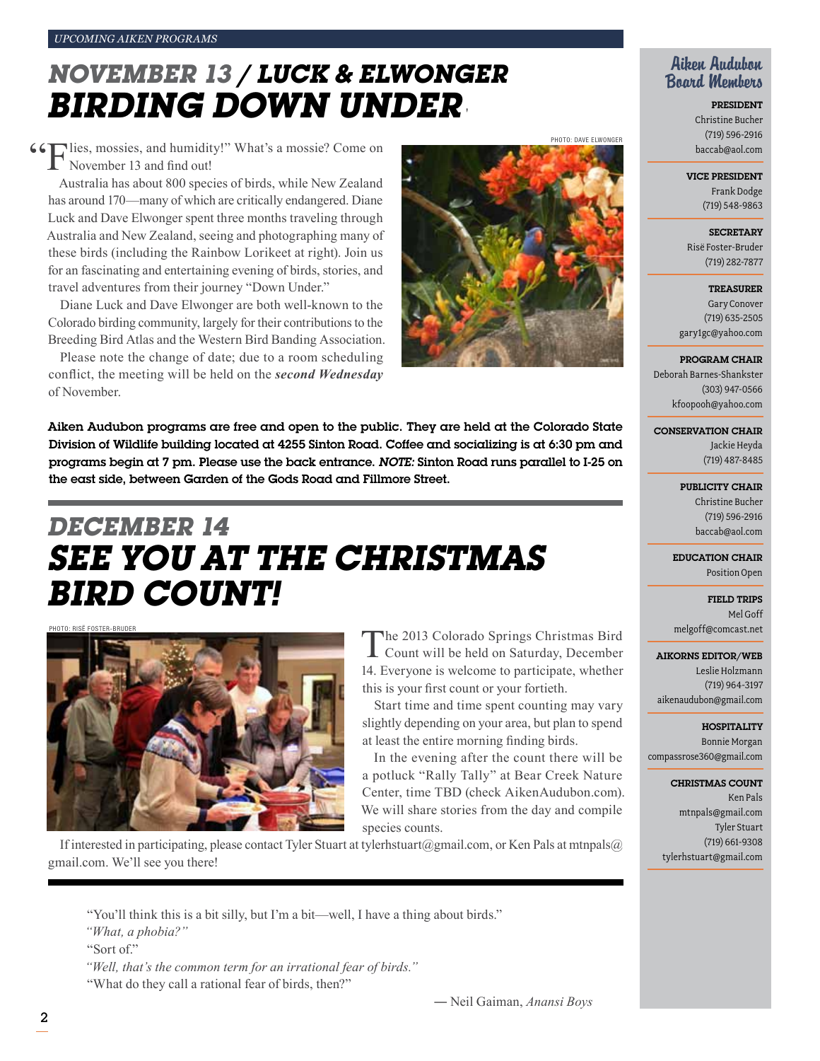*UPCOMING AIKEN PROGRAMS*

# *NOVEMBER 13 / LUCK & ELWONGER* *BIRDING DOWN UNDER*

"Flies, mossies, and humidity!" What's a mossie? Come on November 13 and find out!

Australia has about 800 species of birds, while New Zealand has around 170—many of which are critically endangered. Diane Luck and Dave Elwonger spent three months traveling through Australia and New Zealand, seeing and photographing many of these birds (including the Rainbow Lorikeet at right). Join us for an fascinating and entertaining evening of birds, stories, and travel adventures from their journey "Down Under."

Diane Luck and Dave Elwonger are both well-known to the Colorado birding community, largely for their contributions to the Breeding Bird Atlas and the Western Bird Banding Association.

Please note the change of date; due to a room scheduling conflict, the meeting will be held on the ***second Wednesday*** of November.

PHOTO: DAVE ELWONGER

**Aiken Audubon programs are free and open to the public. They are held at the Colorado State Division of Wildlife building located at 4255 Sinton Road. Coffee and socializing is at 6:30 pm and programs begin at 7 pm. Please use the back entrance. *NOTE:* Sinton Road runs parallel to I-25 on the east side, between Garden of the Gods Road and Fillmore Street.**

# *DECEMBER 14* *SEE YOU AT THE CHRISTMAS BIRD COUNT!*

PHOTO: RISË FOSTER-BRUDER

The 2013 Colorado Springs Christmas Bird Count will be held on Saturday, December 14. Everyone is welcome to participate, whether this is your first count or your fortieth.

Start time and time spent counting may vary slightly depending on your area, but plan to spend at least the entire morning finding birds.

In the evening after the count there will be a potluck "Rally Tally" at Bear Creek Nature Center, time TBD (check AikenAudubon.com). We will share stories from the day and compile species counts.

If interested in participating, please contact Tyler Stuart at tylerhstuart@gmail.com, or Ken Pals at mtnpals@gmail.com. We'll see you there!

> "You'll think this is a bit silly, but I'm a bit—well, I have a thing about birds."
> *"What, a phobia?"*
> "Sort of."
> *"Well, that's the common term for an irrational fear of birds."*
> "What do they call a rational fear of birds, then?"
>
> — Neil Gaiman, *Anansi Boys*

## Aiken Audubon Board Members

**PRESIDENT**
Christine Bucher
(719) 596-2916
baccab@aol.com

**VICE PRESIDENT**
Frank Dodge
(719) 548-9863

**SECRETARY**
Risë Foster-Bruder
(719) 282-7877

**TREASURER**
Gary Conover
(719) 635-2505
gary1gc@yahoo.com

**PROGRAM CHAIR**
Deborah Barnes-Shankster
(303) 947-0566
kfoopooh@yahoo.com

**CONSERVATION CHAIR**
Jackie Heyda
(719) 487-8485

**PUBLICITY CHAIR**
Christine Bucher
(719) 596-2916
baccab@aol.com

**EDUCATION CHAIR**
Position Open

**FIELD TRIPS**
Mel Goff
melgoff@comcast.net

**AIKORNS EDITOR/WEB**
Leslie Holzmann
(719) 964-3197
aikenaudubon@gmail.com

**HOSPITALITY**
Bonnie Morgan
compassrose360@gmail.com

**CHRISTMAS COUNT**
Ken Pals
mtnpals@gmail.com
Tyler Stuart
(719) 661-9308
tylerhstuart@gmail.com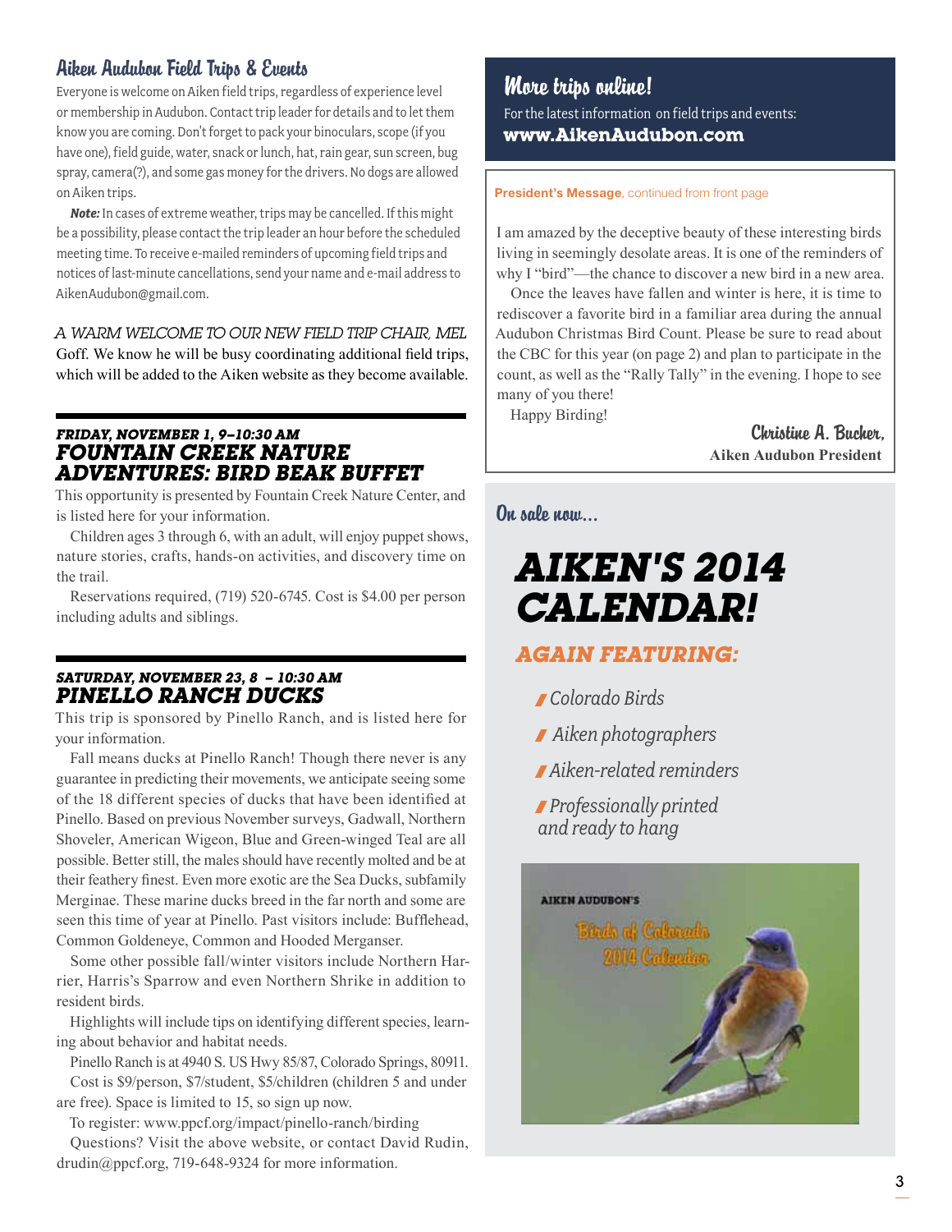## Aiken Audubon Field Trips & Events

Everyone is welcome on Aiken field trips, regardless of experience level or membership in Audubon. Contact trip leader for details and to let them know you are coming. Don't forget to pack your binoculars, scope (if you have one), field guide, water, snack or lunch, hat, rain gear, sun screen, bug spray, camera(?), and some gas money for the drivers. No dogs are allowed on Aiken trips.

***Note:*** In cases of extreme weather, trips may be cancelled. If this might be a possibility, please contact the trip leader an hour before the scheduled meeting time. To receive e-mailed reminders of upcoming field trips and notices of last-minute cancellations, send your name and e-mail address to AikenAudubon@gmail.com.

*A WARM WELCOME TO OUR NEW FIELD TRIP CHAIR, MEL* Goff. We know he will be busy coordinating additional field trips, which will be added to the Aiken website as they become available.

### *FRIDAY, NOVEMBER 1, 9–10:30 AM*
### *FOUNTAIN CREEK NATURE ADVENTURES: BIRD BEAK BUFFET*

This opportunity is presented by Fountain Creek Nature Center, and is listed here for your information.

Children ages 3 through 6, with an adult, will enjoy puppet shows, nature stories, crafts, hands-on activities, and discovery time on the trail.

Reservations required, (719) 520-6745. Cost is $4.00 per person including adults and siblings.

### *SATURDAY, NOVEMBER 23, 8 – 10:30 AM*
### *PINELLO RANCH DUCKS*

This trip is sponsored by Pinello Ranch, and is listed here for your information.

Fall means ducks at Pinello Ranch! Though there never is any guarantee in predicting their movements, we anticipate seeing some of the 18 different species of ducks that have been identified at Pinello. Based on previous November surveys, Gadwall, Northern Shoveler, American Wigeon, Blue and Green-winged Teal are all possible. Better still, the males should have recently molted and be at their feathery finest. Even more exotic are the Sea Ducks, subfamily Merginae. These marine ducks breed in the far north and some are seen this time of year at Pinello. Past visitors include: Bufflehead, Common Goldeneye, Common and Hooded Merganser.

Some other possible fall/winter visitors include Northern Harrier, Harris's Sparrow and even Northern Shrike in addition to resident birds.

Highlights will include tips on identifying different species, learning about behavior and habitat needs.

Pinello Ranch is at 4940 S. US Hwy 85/87, Colorado Springs, 80911.

Cost is $9/person, $7/student, $5/children (children 5 and under are free). Space is limited to 15, so sign up now.

To register: www.ppcf.org/impact/pinello-ranch/birding

Questions? Visit the above website, or contact David Rudin, drudin@ppcf.org, 719-648-9324 for more information.

## More trips online!

For the latest information on field trips and events:
**www.AikenAudubon.com**

**President's Message**, continued from front page

I am amazed by the deceptive beauty of these interesting birds living in seemingly desolate areas. It is one of the reminders of why I "bird"—the chance to discover a new bird in a new area.

Once the leaves have fallen and winter is here, it is time to rediscover a favorite bird in a familiar area during the annual Audubon Christmas Bird Count. Please be sure to read about the CBC for this year (on page 2) and plan to participate in the count, as well as the "Rally Tally" in the evening. I hope to see many of you there!

Happy Birding!

Christine A. Bucher,
**Aiken Audubon President**

On sale now...

## *AIKEN'S 2014 CALENDAR!*

### *AGAIN FEATURING:*

- *Colorado Birds*
- *Aiken photographers*
- *Aiken-related reminders*
- *Professionally printed and ready to hang*

AIKEN AUDUBON'S
Birds of Colorado
2014 Calendar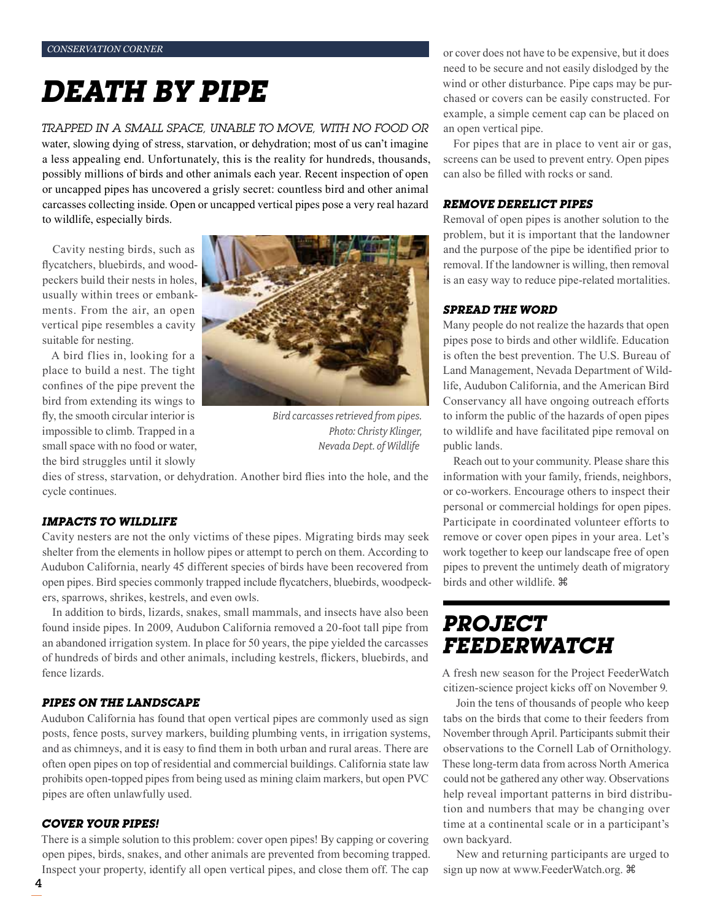CONSERVATION CORNER

# DEATH BY PIPE

TRAPPED IN A SMALL SPACE, UNABLE TO MOVE, WITH NO FOOD OR water, slowing dying of stress, starvation, or dehydration; most of us can't imagine a less appealing end. Unfortunately, this is the reality for hundreds, thousands, possibly millions of birds and other animals each year. Recent inspection of open or uncapped pipes has uncovered a grisly secret: countless bird and other animal carcasses collecting inside. Open or uncapped vertical pipes pose a very real hazard to wildlife, especially birds.

Cavity nesting birds, such as flycatchers, bluebirds, and woodpeckers build their nests in holes, usually within trees or embankments. From the air, an open vertical pipe resembles a cavity suitable for nesting.

A bird flies in, looking for a place to build a nest. The tight confines of the pipe prevent the bird from extending its wings to fly, the smooth circular interior is impossible to climb. Trapped in a small space with no food or water, the bird struggles until it slowly dies of stress, starvation, or dehydration. Another bird flies into the hole, and the cycle continues.

*Bird carcasses retrieved from pipes. Photo: Christy Klinger, Nevada Dept. of Wildlife*

### IMPACTS TO WILDLIFE

Cavity nesters are not the only victims of these pipes. Migrating birds may seek shelter from the elements in hollow pipes or attempt to perch on them. According to Audubon California, nearly 45 different species of birds have been recovered from open pipes. Bird species commonly trapped include flycatchers, bluebirds, woodpeckers, sparrows, shrikes, kestrels, and even owls.

In addition to birds, lizards, snakes, small mammals, and insects have also been found inside pipes. In 2009, Audubon California removed a 20-foot tall pipe from an abandoned irrigation system. In place for 50 years, the pipe yielded the carcasses of hundreds of birds and other animals, including kestrels, flickers, bluebirds, and fence lizards.

### PIPES ON THE LANDSCAPE

Audubon California has found that open vertical pipes are commonly used as sign posts, fence posts, survey markers, building plumbing vents, in irrigation systems, and as chimneys, and it is easy to find them in both urban and rural areas. There are often open pipes on top of residential and commercial buildings. California state law prohibits open-topped pipes from being used as mining claim markers, but open PVC pipes are often unlawfully used.

### COVER YOUR PIPES!

There is a simple solution to this problem: cover open pipes! By capping or covering open pipes, birds, snakes, and other animals are prevented from becoming trapped. Inspect your property, identify all open vertical pipes, and close them off. The cap or cover does not have to be expensive, but it does need to be secure and not easily dislodged by the wind or other disturbance. Pipe caps may be purchased or covers can be easily constructed. For example, a simple cement cap can be placed on an open vertical pipe.

For pipes that are in place to vent air or gas, screens can be used to prevent entry. Open pipes can also be filled with rocks or sand.

### REMOVE DERELICT PIPES

Removal of open pipes is another solution to the problem, but it is important that the landowner and the purpose of the pipe be identified prior to removal. If the landowner is willing, then removal is an easy way to reduce pipe-related mortalities.

### SPREAD THE WORD

Many people do not realize the hazards that open pipes pose to birds and other wildlife. Education is often the best prevention. The U.S. Bureau of Land Management, Nevada Department of Wildlife, Audubon California, and the American Bird Conservancy all have ongoing outreach efforts to inform the public of the hazards of open pipes to wildlife and have facilitated pipe removal on public lands.

Reach out to your community. Please share this information with your family, friends, neighbors, or co-workers. Encourage others to inspect their personal or commercial holdings for open pipes. Participate in coordinated volunteer efforts to remove or cover open pipes in your area. Let's work together to keep our landscape free of open pipes to prevent the untimely death of migratory birds and other wildlife. ⌘

# PROJECT FEEDERWATCH

A fresh new season for the Project FeederWatch citizen-science project kicks off on November 9.

Join the tens of thousands of people who keep tabs on the birds that come to their feeders from November through April. Participants submit their observations to the Cornell Lab of Ornithology. These long-term data from across North America could not be gathered any other way. Observations help reveal important patterns in bird distribution and numbers that may be changing over time at a continental scale or in a participant's own backyard.

New and returning participants are urged to sign up now at www.FeederWatch.org. ⌘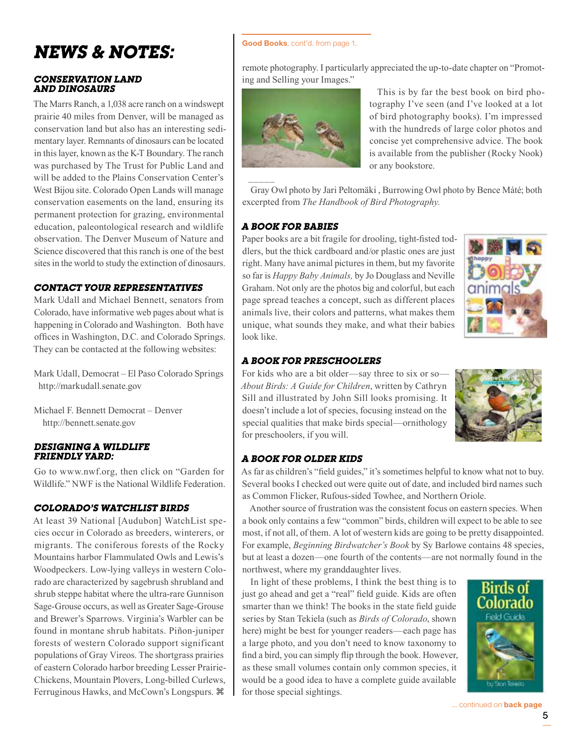# NEWS & NOTES:

### CONSERVATION LAND AND DINOSAURS

The Marrs Ranch, a 1,038 acre ranch on a windswept prairie 40 miles from Denver, will be managed as conservation land but also has an interesting sedimentary layer. Remnants of dinosaurs can be located in this layer, known as the K-T Boundary. The ranch was purchased by The Trust for Public Land and will be added to the Plains Conservation Center's West Bijou site. Colorado Open Lands will manage conservation easements on the land, ensuring its permanent protection for grazing, environmental education, paleontological research and wildlife observation. The Denver Museum of Nature and Science discovered that this ranch is one of the best sites in the world to study the extinction of dinosaurs.

### CONTACT YOUR REPRESENTATIVES

Mark Udall and Michael Bennett, senators from Colorado, have informative web pages about what is happening in Colorado and Washington. Both have offices in Washington, D.C. and Colorado Springs. They can be contacted at the following websites:

Mark Udall, Democrat – El Paso Colorado Springs
http://markudall.senate.gov

Michael F. Bennett Democrat – Denver
http://bennett.senate.gov

### DESIGNING A WILDLIFE FRIENDLY YARD:

Go to www.nwf.org, then click on "Garden for Wildlife." NWF is the National Wildlife Federation.

### COLORADO'S WATCHLIST BIRDS

At least 39 National [Audubon] WatchList species occur in Colorado as breeders, winterers, or migrants. The coniferous forests of the Rocky Mountains harbor Flammulated Owls and Lewis's Woodpeckers. Low-lying valleys in western Colorado are characterized by sagebrush shrubland and shrub steppe habitat where the ultra-rare Gunnison Sage-Grouse occurs, as well as Greater Sage-Grouse and Brewer's Sparrows. Virginia's Warbler can be found in montane shrub habitats. Piñon-juniper forests of western Colorado support significant populations of Gray Vireos. The shortgrass prairies of eastern Colorado harbor breeding Lesser Prairie-Chickens, Mountain Plovers, Long-billed Curlews, Ferruginous Hawks, and McCown's Longspurs. ⌘

**Good Books**, cont'd. from page 1.

remote photography. I particularly appreciated the up-to-date chapter on "Promoting and Selling your Images."

This is by far the best book on bird photography I've seen (and I've looked at a lot of bird photography books). I'm impressed with the hundreds of large color photos and concise yet comprehensive advice. The book is available from the publisher (Rocky Nook) or any bookstore.

_____

Gray Owl photo by Jari Peltomäki , Burrowing Owl photo by Bence Máté; both excerpted from *The Handbook of Bird Photography.*

### A BOOK FOR BABIES

Paper books are a bit fragile for drooling, tight-fisted toddlers, but the thick cardboard and/or plastic ones are just right. Many have animal pictures in them, but my favorite so far is *Happy Baby Animals,* by Jo Douglass and Neville Graham. Not only are the photos big and colorful, but each page spread teaches a concept, such as different places animals live, their colors and patterns, what makes them unique, what sounds they make, and what their babies look like.

### A BOOK FOR PRESCHOOLERS

For kids who are a bit older—say three to six or so—*About Birds: A Guide for Children*, written by Cathryn Sill and illustrated by John Sill looks promising. It doesn't include a lot of species, focusing instead on the special qualities that make birds special—ornithology for preschoolers, if you will.

### A BOOK FOR OLDER KIDS

As far as children's "field guides," it's sometimes helpful to know what not to buy. Several books I checked out were quite out of date, and included bird names such as Common Flicker, Rufous-sided Towhee, and Northern Oriole.

Another source of frustration was the consistent focus on eastern species. When a book only contains a few "common" birds, children will expect to be able to see most, if not all, of them. A lot of western kids are going to be pretty disappointed. For example, *Beginning Birdwatcher's Book* by Sy Barlowe contains 48 species, but at least a dozen—one fourth of the contents—are not normally found in the northwest, where my granddaughter lives.

In light of these problems, I think the best thing is to just go ahead and get a "real" field guide. Kids are often smarter than we think! The books in the state field guide series by Stan Tekiela (such as *Birds of Colorado*, shown here) might be best for younger readers—each page has a large photo, and you don't need to know taxonomy to find a bird, you can simply flip through the book. However, as these small volumes contain only common species, it would be a good idea to have a complete guide available for those special sightings.

... continued on **back page**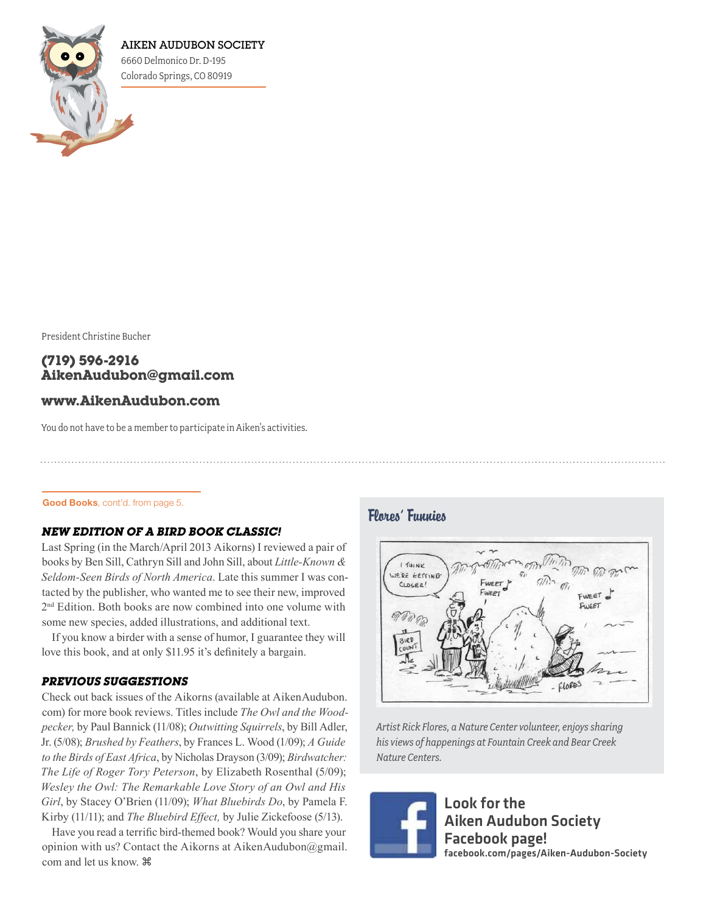AIKEN AUDUBON SOCIETY
6660 Delmonico Dr. D-195
Colorado Springs, CO 80919

President Christine Bucher

**(719) 596-2916**
**AikenAudubon@gmail.com**

**www.AikenAudubon.com**

You do not have to be a member to participate in Aiken's activities.

**Good Books**, cont'd. from page 5.

### *NEW EDITION OF A BIRD BOOK CLASSIC!*

Last Spring (in the March/April 2013 Aikorns) I reviewed a pair of books by Ben Sill, Cathryn Sill and John Sill, about *Little-Known & Seldom-Seen Birds of North America.* Late this summer I was contacted by the publisher, who wanted me to see their new, improved 2nd Edition. Both books are now combined into one volume with some new species, added illustrations, and additional text.

If you know a birder with a sense of humor, I guarantee they will love this book, and at only $11.95 it's definitely a bargain.

### *PREVIOUS SUGGESTIONS*

Check out back issues of the Aikorns (available at AikenAudubon.com) for more book reviews. Titles include *The Owl and the Woodpecker,* by Paul Bannick (11/08); *Outwitting Squirrels*, by Bill Adler, Jr. (5/08); *Brushed by Feathers*, by Frances L. Wood (1/09); *A Guide to the Birds of East Africa*, by Nicholas Drayson (3/09); *Birdwatcher: The Life of Roger Tory Peterson*, by Elizabeth Rosenthal (5/09); *Wesley the Owl: The Remarkable Love Story of an Owl and His Girl*, by Stacey O'Brien (11/09); *What Bluebirds Do*, by Pamela F. Kirby (11/11); and *The Bluebird Effect,* by Julie Zickefoose (5/13).

Have you read a terrific bird-themed book? Would you share your opinion with us? Contact the Aikorns at AikenAudubon@gmail.com and let us know. ⌘

## Flores' Funnies

*Artist Rick Flores, a Nature Center volunteer, enjoys sharing his views of happenings at Fountain Creek and Bear Creek Nature Centers.*

**Look for the Aiken Audubon Society Facebook page!**
**facebook.com/pages/Aiken-Audubon-Society**